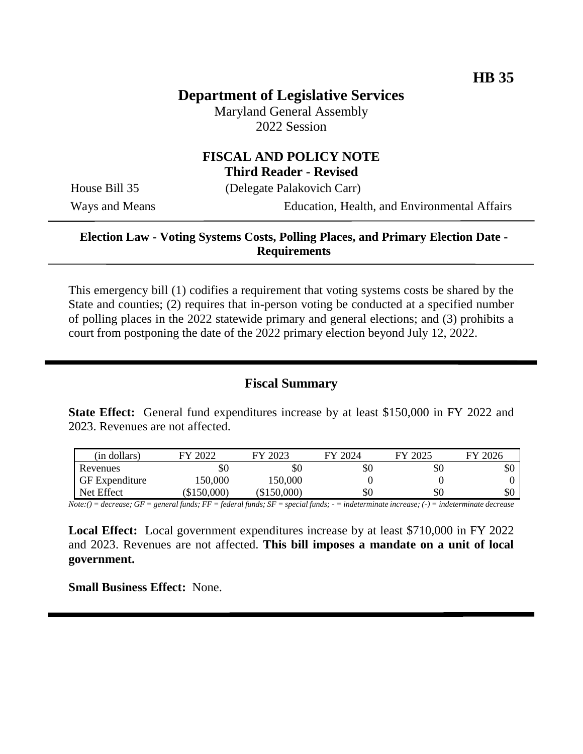**HB 35**

# Department of Legislative Services

Maryland General Assembly
2022 Session

## FISCAL AND POLICY NOTE
**Third Reader - Revised**

House Bill 35 (Delegate Palakovich Carr)
Ways and Means Education, Health, and Environmental Affairs

**Election Law - Voting Systems Costs, Polling Places, and Primary Election Date - Requirements**

This emergency bill (1) codifies a requirement that voting systems costs be shared by the State and counties; (2) requires that in-person voting be conducted at a specified number of polling places in the 2022 statewide primary and general elections; and (3) prohibits a court from postponing the date of the 2022 primary election beyond July 12, 2022.

## Fiscal Summary

**State Effect:** General fund expenditures increase by at least $150,000 in FY 2022 and 2023. Revenues are not affected.

| (in dollars) | FY 2022 | FY 2023 | FY 2024 | FY 2025 | FY 2026 |
|---|---|---|---|---|---|
| Revenues | $0 | $0 | $0 | $0 | $0 |
| GF Expenditure | 150,000 | 150,000 | 0 | 0 | 0 |
| Net Effect | ($150,000) | ($150,000) | $0 | $0 | $0 |

*Note:() = decrease; GF = general funds; FF = federal funds; SF = special funds; - = indeterminate increase; (-) = indeterminate decrease*

**Local Effect:** Local government expenditures increase by at least $710,000 in FY 2022 and 2023. Revenues are not affected. **This bill imposes a mandate on a unit of local government.**

**Small Business Effect:** None.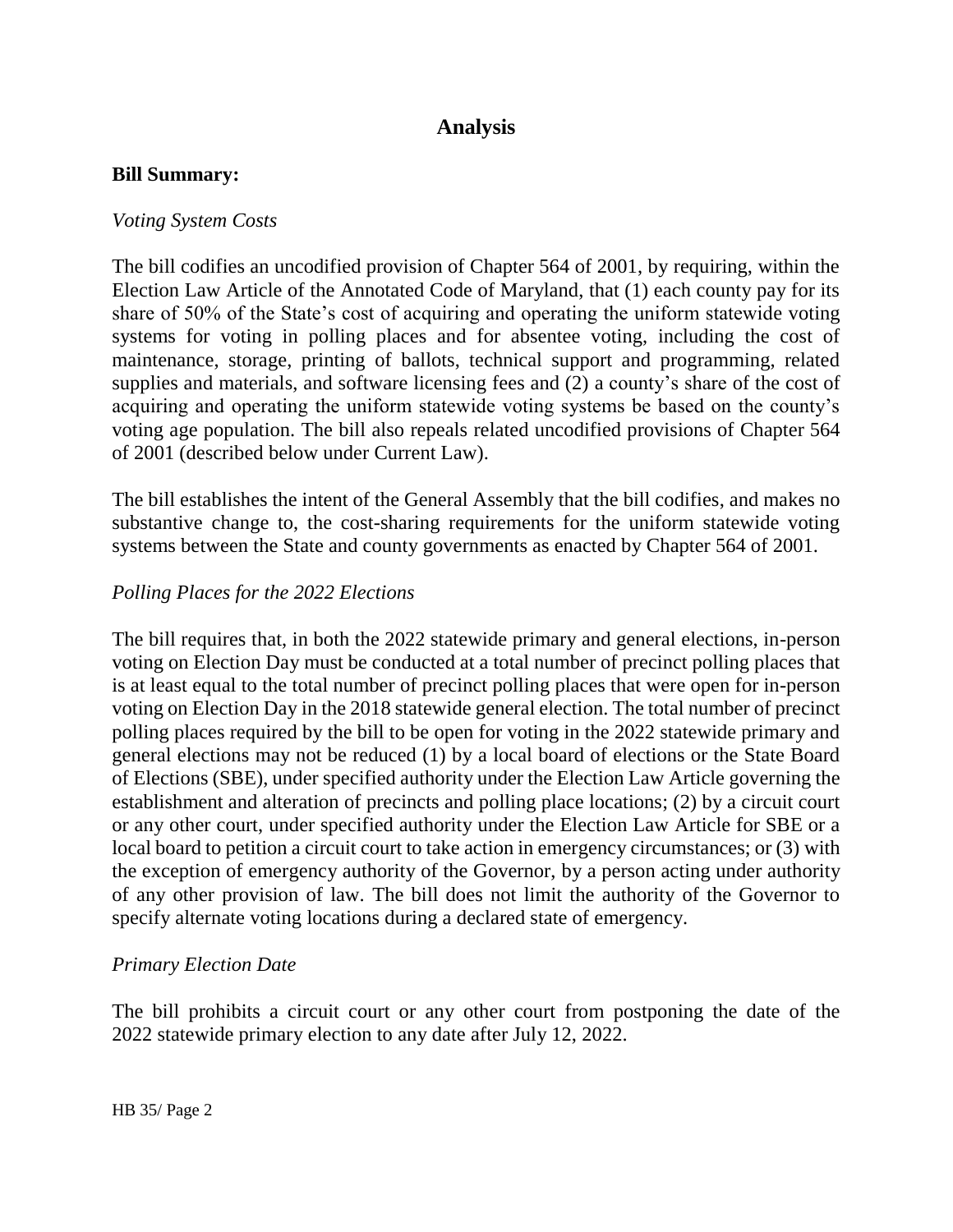# Analysis

**Bill Summary:**

*Voting System Costs*

The bill codifies an uncodified provision of Chapter 564 of 2001, by requiring, within the Election Law Article of the Annotated Code of Maryland, that (1) each county pay for its share of 50% of the State's cost of acquiring and operating the uniform statewide voting systems for voting in polling places and for absentee voting, including the cost of maintenance, storage, printing of ballots, technical support and programming, related supplies and materials, and software licensing fees and (2) a county's share of the cost of acquiring and operating the uniform statewide voting systems be based on the county's voting age population. The bill also repeals related uncodified provisions of Chapter 564 of 2001 (described below under Current Law).

The bill establishes the intent of the General Assembly that the bill codifies, and makes no substantive change to, the cost-sharing requirements for the uniform statewide voting systems between the State and county governments as enacted by Chapter 564 of 2001.

*Polling Places for the 2022 Elections*

The bill requires that, in both the 2022 statewide primary and general elections, in-person voting on Election Day must be conducted at a total number of precinct polling places that is at least equal to the total number of precinct polling places that were open for in-person voting on Election Day in the 2018 statewide general election. The total number of precinct polling places required by the bill to be open for voting in the 2022 statewide primary and general elections may not be reduced (1) by a local board of elections or the State Board of Elections (SBE), under specified authority under the Election Law Article governing the establishment and alteration of precincts and polling place locations; (2) by a circuit court or any other court, under specified authority under the Election Law Article for SBE or a local board to petition a circuit court to take action in emergency circumstances; or (3) with the exception of emergency authority of the Governor, by a person acting under authority of any other provision of law. The bill does not limit the authority of the Governor to specify alternate voting locations during a declared state of emergency.

*Primary Election Date*

The bill prohibits a circuit court or any other court from postponing the date of the 2022 statewide primary election to any date after July 12, 2022.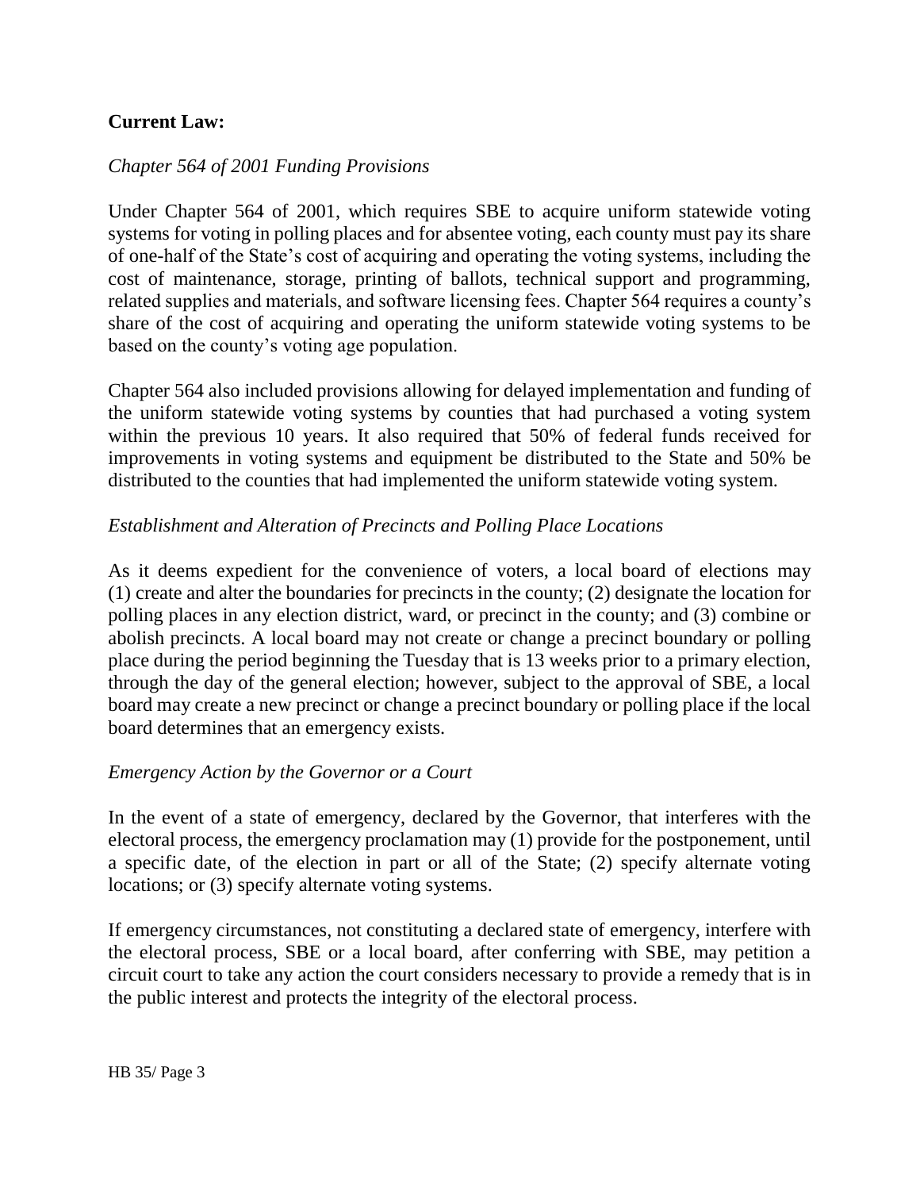**Current Law:**

*Chapter 564 of 2001 Funding Provisions*

Under Chapter 564 of 2001, which requires SBE to acquire uniform statewide voting systems for voting in polling places and for absentee voting, each county must pay its share of one-half of the State's cost of acquiring and operating the voting systems, including the cost of maintenance, storage, printing of ballots, technical support and programming, related supplies and materials, and software licensing fees. Chapter 564 requires a county's share of the cost of acquiring and operating the uniform statewide voting systems to be based on the county's voting age population.

Chapter 564 also included provisions allowing for delayed implementation and funding of the uniform statewide voting systems by counties that had purchased a voting system within the previous 10 years. It also required that 50% of federal funds received for improvements in voting systems and equipment be distributed to the State and 50% be distributed to the counties that had implemented the uniform statewide voting system.

*Establishment and Alteration of Precincts and Polling Place Locations*

As it deems expedient for the convenience of voters, a local board of elections may (1) create and alter the boundaries for precincts in the county; (2) designate the location for polling places in any election district, ward, or precinct in the county; and (3) combine or abolish precincts. A local board may not create or change a precinct boundary or polling place during the period beginning the Tuesday that is 13 weeks prior to a primary election, through the day of the general election; however, subject to the approval of SBE, a local board may create a new precinct or change a precinct boundary or polling place if the local board determines that an emergency exists.

*Emergency Action by the Governor or a Court*

In the event of a state of emergency, declared by the Governor, that interferes with the electoral process, the emergency proclamation may (1) provide for the postponement, until a specific date, of the election in part or all of the State; (2) specify alternate voting locations; or (3) specify alternate voting systems.

If emergency circumstances, not constituting a declared state of emergency, interfere with the electoral process, SBE or a local board, after conferring with SBE, may petition a circuit court to take any action the court considers necessary to provide a remedy that is in the public interest and protects the integrity of the electoral process.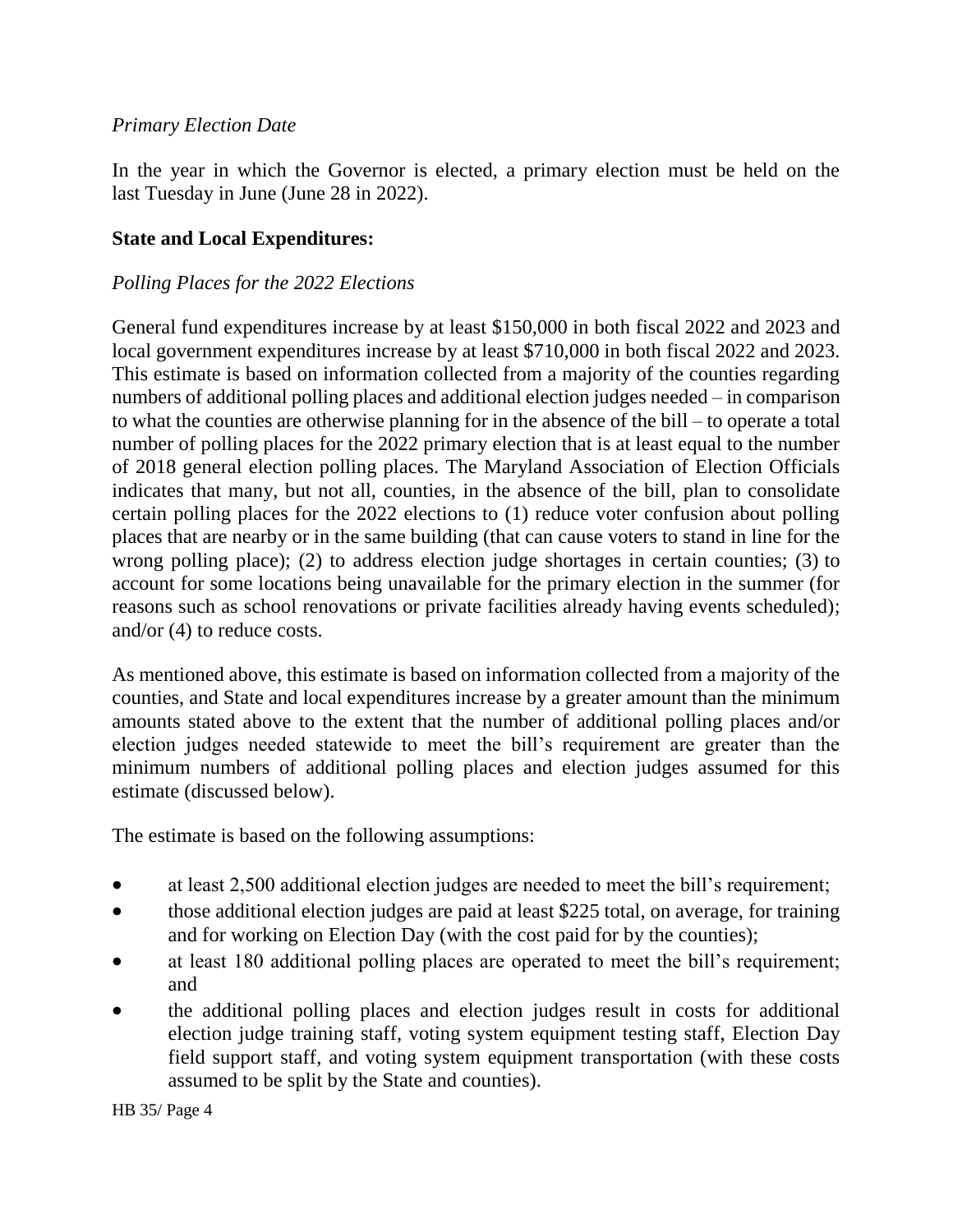*Primary Election Date*

In the year in which the Governor is elected, a primary election must be held on the last Tuesday in June (June 28 in 2022).

**State and Local Expenditures:**

*Polling Places for the 2022 Elections*

General fund expenditures increase by at least $150,000 in both fiscal 2022 and 2023 and local government expenditures increase by at least $710,000 in both fiscal 2022 and 2023. This estimate is based on information collected from a majority of the counties regarding numbers of additional polling places and additional election judges needed – in comparison to what the counties are otherwise planning for in the absence of the bill – to operate a total number of polling places for the 2022 primary election that is at least equal to the number of 2018 general election polling places. The Maryland Association of Election Officials indicates that many, but not all, counties, in the absence of the bill, plan to consolidate certain polling places for the 2022 elections to (1) reduce voter confusion about polling places that are nearby or in the same building (that can cause voters to stand in line for the wrong polling place); (2) to address election judge shortages in certain counties; (3) to account for some locations being unavailable for the primary election in the summer (for reasons such as school renovations or private facilities already having events scheduled); and/or (4) to reduce costs.

As mentioned above, this estimate is based on information collected from a majority of the counties, and State and local expenditures increase by a greater amount than the minimum amounts stated above to the extent that the number of additional polling places and/or election judges needed statewide to meet the bill's requirement are greater than the minimum numbers of additional polling places and election judges assumed for this estimate (discussed below).

The estimate is based on the following assumptions:

- at least 2,500 additional election judges are needed to meet the bill's requirement;
- those additional election judges are paid at least $225 total, on average, for training and for working on Election Day (with the cost paid for by the counties);
- at least 180 additional polling places are operated to meet the bill's requirement; and
- the additional polling places and election judges result in costs for additional election judge training staff, voting system equipment testing staff, Election Day field support staff, and voting system equipment transportation (with these costs assumed to be split by the State and counties).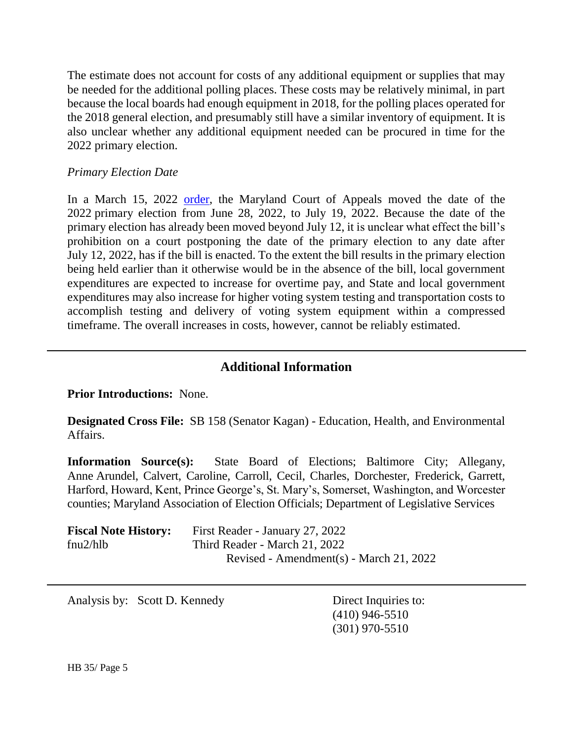The estimate does not account for costs of any additional equipment or supplies that may be needed for the additional polling places. These costs may be relatively minimal, in part because the local boards had enough equipment in 2018, for the polling places operated for the 2018 general election, and presumably still have a similar inventory of equipment. It is also unclear whether any additional equipment needed can be procured in time for the 2022 primary election.

*Primary Election Date*

In a March 15, 2022 order, the Maryland Court of Appeals moved the date of the 2022 primary election from June 28, 2022, to July 19, 2022. Because the date of the primary election has already been moved beyond July 12, it is unclear what effect the bill's prohibition on a court postponing the date of the primary election to any date after July 12, 2022, has if the bill is enacted. To the extent the bill results in the primary election being held earlier than it otherwise would be in the absence of the bill, local government expenditures are expected to increase for overtime pay, and State and local government expenditures may also increase for higher voting system testing and transportation costs to accomplish testing and delivery of voting system equipment within a compressed timeframe. The overall increases in costs, however, cannot be reliably estimated.

## Additional Information

**Prior Introductions:** None.

**Designated Cross File:** SB 158 (Senator Kagan) - Education, Health, and Environmental Affairs.

**Information Source(s):** State Board of Elections; Baltimore City; Allegany, Anne Arundel, Calvert, Caroline, Carroll, Cecil, Charles, Dorchester, Frederick, Garrett, Harford, Howard, Kent, Prince George's, St. Mary's, Somerset, Washington, and Worcester counties; Maryland Association of Election Officials; Department of Legislative Services

**Fiscal Note History:** First Reader - January 27, 2022
fnu2/hlb Third Reader - March 21, 2022
Revised - Amendment(s) - March 21, 2022

Analysis by: Scott D. Kennedy

Direct Inquiries to:
(410) 946-5510
(301) 970-5510